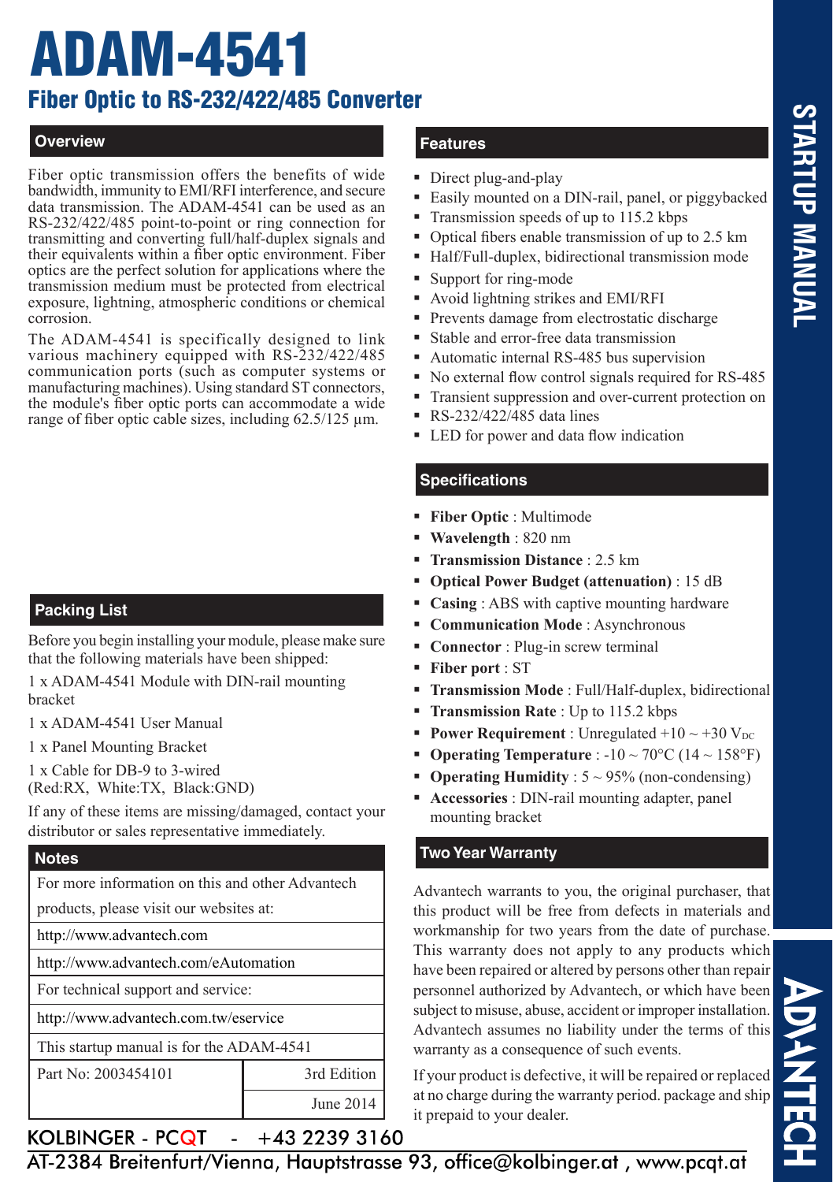# ADAM-4541

## Fiber Optic to RS-232/422/485 Converter

### Overview

Fiber optic transmission offers the benefits of wide bandwidth, immunity to EMI/RFI interference, and secure data transmission. The ADAM-4541 can be used as an RS-232/422/485 point-to-point or ring connection for transmitting and converting full/half-duplex signals and their equivalents within a fiber optic environment. Fiber optics are the perfect solution for applications where the transmission medium must be protected from electrical exposure, lightning, atmospheric conditions or chemical corrosion.

The ADAM-4541 is specifically designed to link various machinery equipped with RS-232/422/485 communication ports (such as computer systems or manufacturing machines). Using standard ST connectors, the module's fiber optic ports can accommodate a wide range of fiber optic cable sizes, including 62.5/125 µm.

### Packing List

Before you begin installing your module, please make sure that the following materials have been shipped:

1 x ADAM-4541 Module with DIN-rail mounting bracket

1 x ADAM-4541 User Manual

1 x Panel Mounting Bracket

1 x Cable for DB-9 to 3-wired (Red:RX, White:TX, Black:GND)

If any of these items are missing/damaged, contact your distributor or sales representative immediately.

### Notes

| For more information on this and other Advantech products, please visit our websites at: | |
|---|---|
| http://www.advantech.com | |
| http://www.advantech.com/eAutomation | |
| For technical support and service: | |
| http://www.advantech.com.tw/eservice | |
| This startup manual is for the ADAM-4541 | |
| Part No: 2003454101 | 3rd Edition |
| | June 2014 |

### Features

- Direct plug-and-play
- Easily mounted on a DIN-rail, panel, or piggybacked
- Transmission speeds of up to 115.2 kbps
- Optical fibers enable transmission of up to 2.5 km
- Half/Full-duplex, bidirectional transmission mode
- Support for ring-mode
- Avoid lightning strikes and EMI/RFI
- Prevents damage from electrostatic discharge
- Stable and error-free data transmission
- Automatic internal RS-485 bus supervision
- No external flow control signals required for RS-485
- Transient suppression and over-current protection on
- RS-232/422/485 data lines
- LED for power and data flow indication

### Specifications

- **Fiber Optic** : Multimode
- **Wavelength** : 820 nm
- **Transmission Distance** : 2.5 km
- **Optical Power Budget (attenuation)** : 15 dB
- **Casing** : ABS with captive mounting hardware
- **Communication Mode** : Asynchronous
- **Connector** : Plug-in screw terminal
- **Fiber port** : ST
- **Transmission Mode** : Full/Half-duplex, bidirectional
- **Transmission Rate** : Up to 115.2 kbps
- **Power Requirement** : Unregulated +10 ~ +30 $V_{DC}$
- **Operating Temperature** : -10 ~ 70°C (14 ~ 158°F)
- **Operating Humidity** : 5 ~ 95% (non-condensing)
- **Accessories** : DIN-rail mounting adapter, panel mounting bracket

### Two Year Warranty

Advantech warrants to you, the original purchaser, that this product will be free from defects in materials and workmanship for two years from the date of purchase. This warranty does not apply to any products which have been repaired or altered by persons other than repair personnel authorized by Advantech, or which have been subject to misuse, abuse, accident or improper installation. Advantech assumes no liability under the terms of this warranty as a consequence of such events.

If your product is defective, it will be repaired or replaced at no charge during the warranty period. package and ship it prepaid to your dealer.

KOLBINGER - PCQT - +43 2239 3160

AT-2384 Breitenfurt/Vienna, Hauptstrasse 93, office@kolbinger.at , www.pcqt.at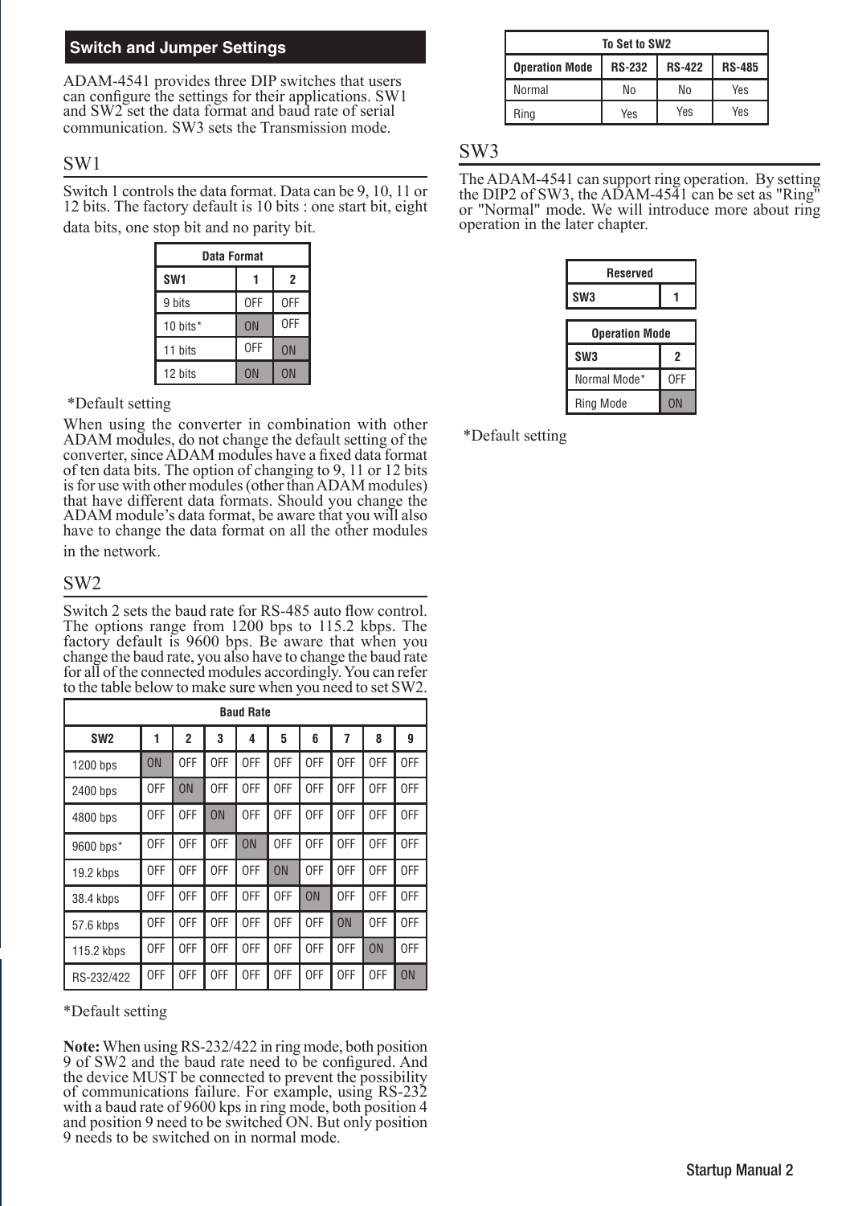## Switch and Jumper Settings

ADAM-4541 provides three DIP switches that users can configure the settings for their applications. SW1 and SW2 set the data format and baud rate of serial communication. SW3 sets the Transmission mode.

### SW1

Switch 1 controls the data format. Data can be 9, 10, 11 or 12 bits. The factory default is 10 bits : one start bit, eight data bits, one stop bit and no parity bit.

| Data Format | | |
|---|---|---|
| **SW1** | **1** | **2** |
| 9 bits | OFF | OFF |
| 10 bits* | ON | OFF |
| 11 bits | OFF | ON |
| 12 bits | ON | ON |

*Default setting

When using the converter in combination with other ADAM modules, do not change the default setting of the converter, since ADAM modules have a fixed data format of ten data bits. The option of changing to 9, 11 or 12 bits is for use with other modules (other than ADAM modules) that have different data formats. Should you change the ADAM module's data format, be aware that you will also have to change the data format on all the other modules in the network.

### SW2

Switch 2 sets the baud rate for RS-485 auto flow control. The options range from 1200 bps to 115.2 kbps. The factory default is 9600 bps. Be aware that when you change the baud rate, you also have to change the baud rate for all of the connected modules accordingly. You can refer to the table below to make sure when you need to set SW2.

| Baud Rate | | | | | | | | | |
|---|---|---|---|---|---|---|---|---|---|
| **SW2** | **1** | **2** | **3** | **4** | **5** | **6** | **7** | **8** | **9** |
| 1200 bps | ON | OFF | OFF | OFF | OFF | OFF | OFF | OFF | OFF |
| 2400 bps | OFF | ON | OFF | OFF | OFF | OFF | OFF | OFF | OFF |
| 4800 bps | OFF | OFF | ON | OFF | OFF | OFF | OFF | OFF | OFF |
| 9600 bps* | OFF | OFF | OFF | ON | OFF | OFF | OFF | OFF | OFF |
| 19.2 kbps | OFF | OFF | OFF | OFF | ON | OFF | OFF | OFF | OFF |
| 38.4 kbps | OFF | OFF | OFF | OFF | OFF | ON | OFF | OFF | OFF |
| 57.6 kbps | OFF | OFF | OFF | OFF | OFF | OFF | ON | OFF | OFF |
| 115.2 kbps | OFF | OFF | OFF | OFF | OFF | OFF | OFF | ON | OFF |
| RS-232/422 | OFF | OFF | OFF | OFF | OFF | OFF | OFF | OFF | ON |

*Default setting

**Note:** When using RS-232/422 in ring mode, both position 9 of SW2 and the baud rate need to be configured. And the device MUST be connected to prevent the possibility of communications failure. For example, using RS-232 with a baud rate of 9600 kps in ring mode, both position 4 and position 9 need to be switched ON. But only position 9 needs to be switched on in normal mode.

| To Set to SW2 | | | |
|---|---|---|---|
| **Operation Mode** | **RS-232** | **RS-422** | **RS-485** |
| Normal | No | No | Yes |
| Ring | Yes | Yes | Yes |

### SW3

The ADAM-4541 can support ring operation. By setting the DIP2 of SW3, the ADAM-4541 can be set as "Ring" or "Normal" mode. We will introduce more about ring operation in the later chapter.

| Reserved | |
|---|---|
| **SW3** | **1** |

| Operation Mode | |
|---|---|
| **SW3** | **2** |
| Normal Mode* | OFF |
| Ring Mode | ON |

*Default setting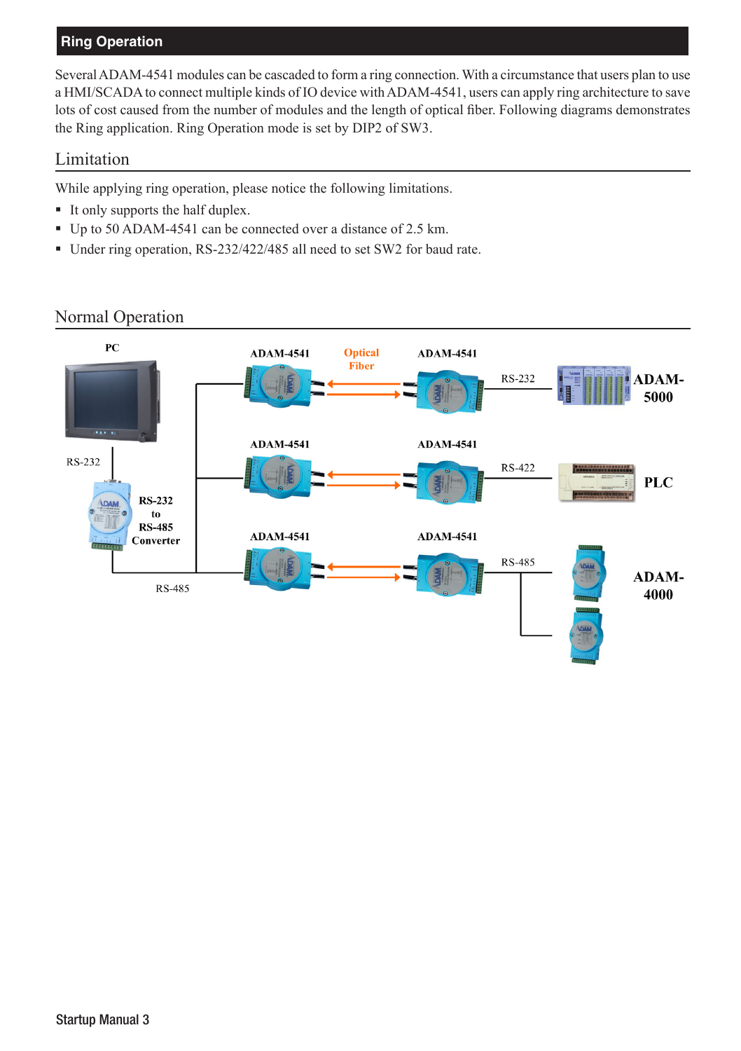## Ring Operation

Several ADAM-4541 modules can be cascaded to form a ring connection. With a circumstance that users plan to use a HMI/SCADA to connect multiple kinds of IO device with ADAM-4541, users can apply ring architecture to save lots of cost caused from the number of modules and the length of optical fiber. Following diagrams demonstrates the Ring application. Ring Operation mode is set by DIP2 of SW3.

### Limitation

While applying ring operation, please notice the following limitations.

- It only supports the half duplex.
- Up to 50 ADAM-4541 can be connected over a distance of 2.5 km.
- Under ring operation, RS-232/422/485 all need to set SW2 for baud rate.

### Normal Operation

PC

RS-232

RS-232 to RS-485 Converter

RS-485

ADAM-4541 Optical Fiber ADAM-4541 RS-232 ADAM-5000

ADAM-4541 ADAM-4541 RS-422 PLC

ADAM-4541 ADAM-4541 RS-485 ADAM-4000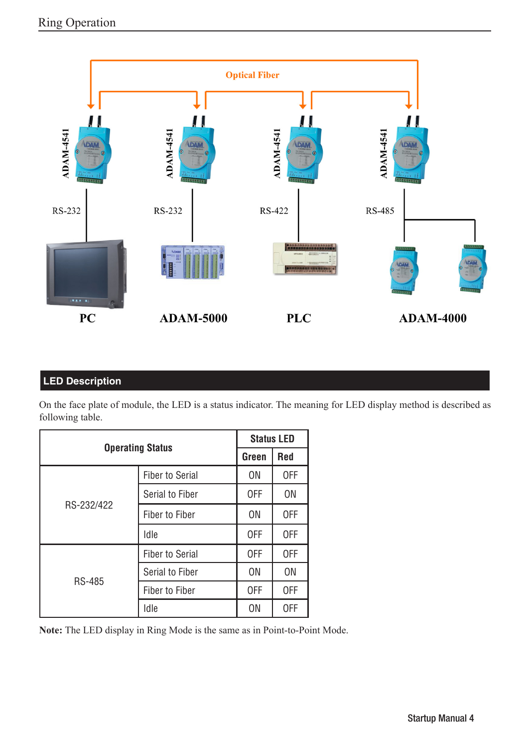## Ring Operation

Optical Fiber

ADAM-4541 ADAM-4541 ADAM-4541 ADAM-4541

RS-232 RS-232 RS-422 RS-485

PC ADAM-5000 PLC ADAM-4000

## LED Description

On the face plate of module, the LED is a status indicator. The meaning for LED display method is described as following table.

| Operating Status | | Status LED | |
|---|---|---|---|
| | | Green | Red |
| RS-232/422 | Fiber to Serial | ON | OFF |
| | Serial to Fiber | OFF | ON |
| | Fiber to Fiber | ON | OFF |
| | Idle | OFF | OFF |
| RS-485 | Fiber to Serial | OFF | OFF |
| | Serial to Fiber | ON | ON |
| | Fiber to Fiber | OFF | OFF |
| | Idle | ON | OFF |

**Note:** The LED display in Ring Mode is the same as in Point-to-Point Mode.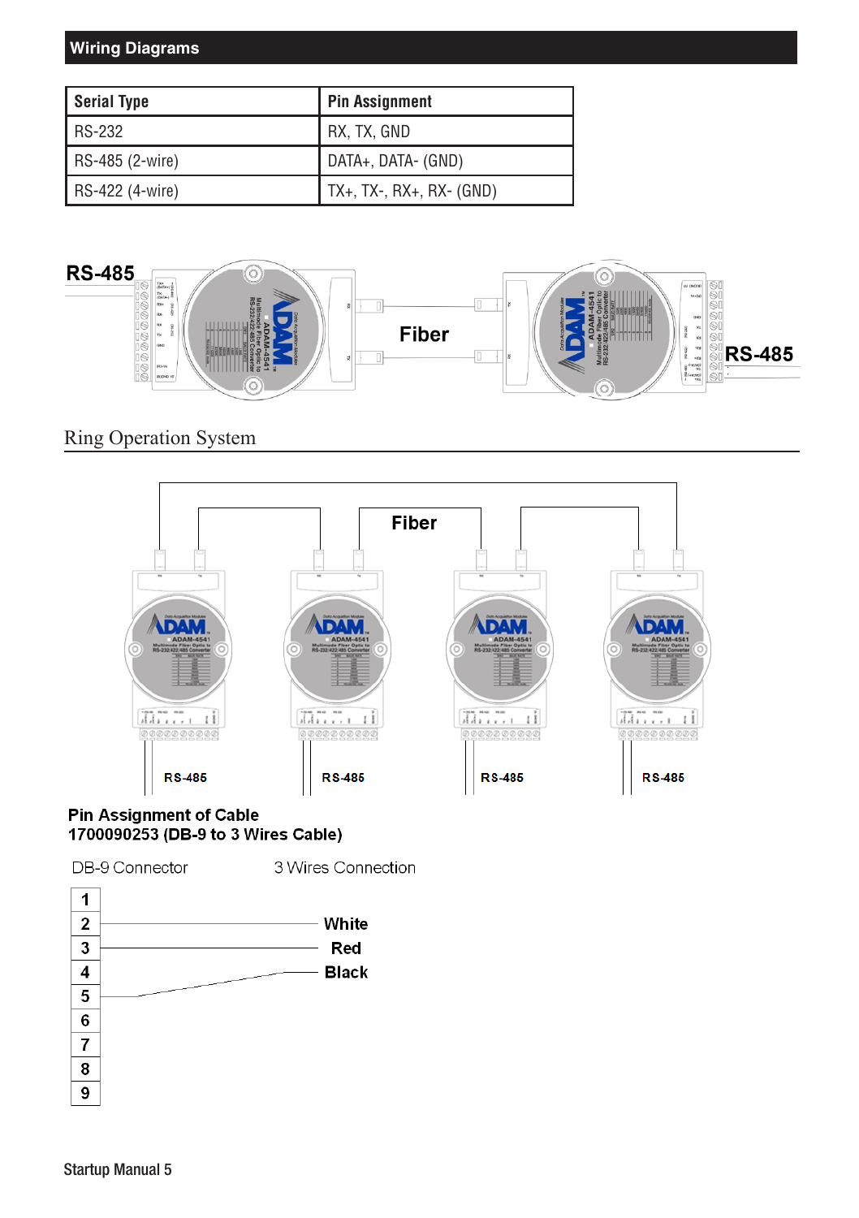## Wiring Diagrams

| Serial Type | Pin Assignment |
|---|---|
| RS-232 | RX, TX, GND |
| RS-485 (2-wire) | DATA+, DATA- (GND) |
| RS-422 (4-wire) | TX+, TX-, RX+, RX- (GND) |

RS-485 — Fiber — RS-485

### Ring Operation System

Fiber

RS-485 RS-485 RS-485 RS-485

**Pin Assignment of Cable**
**1700090253 (DB-9 to 3 Wires Cable)**

| DB-9 Connector | 3 Wires Connection |
|---|---|
| 1 | |
| 2 | White |
| 3 | Red |
| 4 | |
| 5 | Black |
| 6 | |
| 7 | |
| 8 | |
| 9 | |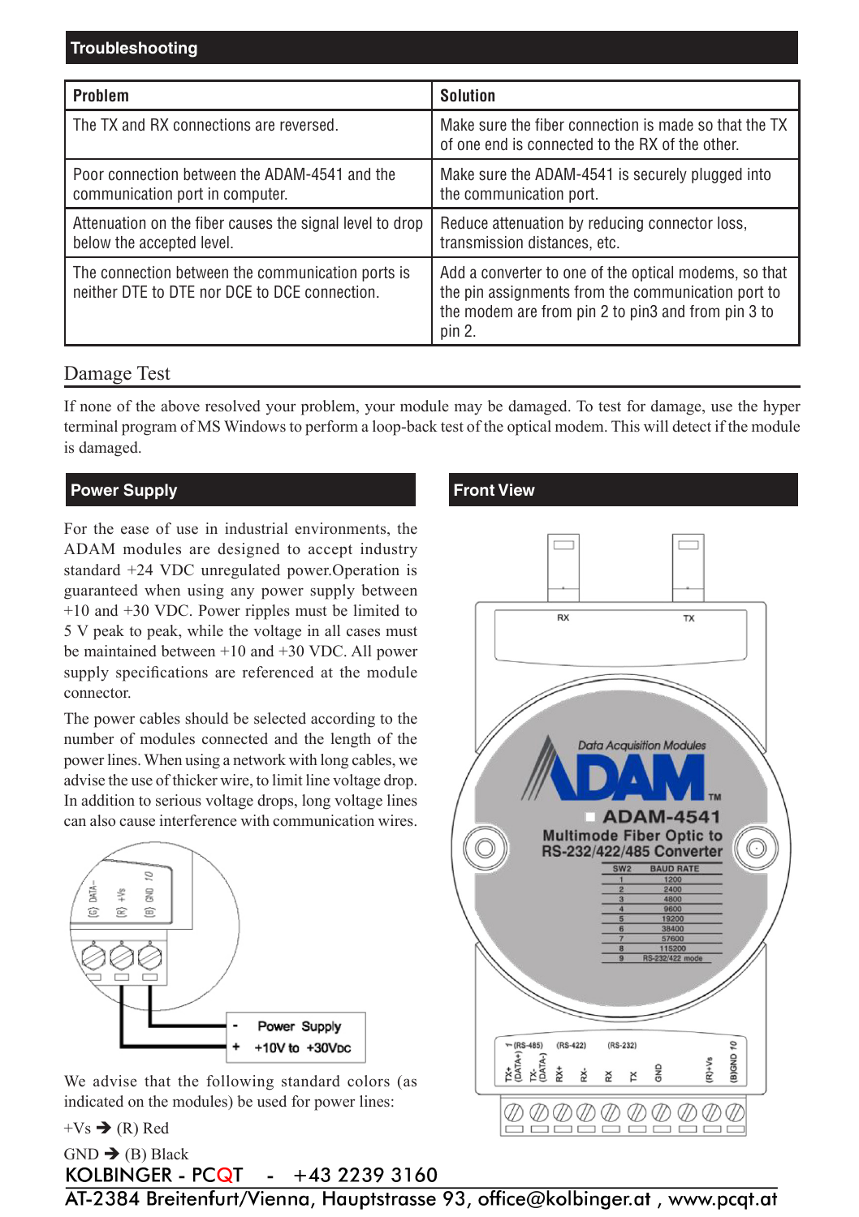## Troubleshooting

| Problem | Solution |
|---|---|
| The TX and RX connections are reversed. | Make sure the fiber connection is made so that the TX of one end is connected to the RX of the other. |
| Poor connection between the ADAM-4541 and the communication port in computer. | Make sure the ADAM-4541 is securely plugged into the communication port. |
| Attenuation on the fiber causes the signal level to drop below the accepted level. | Reduce attenuation by reducing connector loss, transmission distances, etc. |
| The connection between the communication ports is neither DTE to DTE nor DCE to DCE connection. | Add a converter to one of the optical modems, so that the pin assignments from the communication port to the modem are from pin 2 to pin3 and from pin 3 to pin 2. |

### Damage Test

If none of the above resolved your problem, your module may be damaged. To test for damage, use the hyper terminal program of MS Windows to perform a loop-back test of the optical modem. This will detect if the module is damaged.

## Power Supply

For the ease of use in industrial environments, the ADAM modules are designed to accept industry standard +24 VDC unregulated power.Operation is guaranteed when using any power supply between +10 and +30 VDC. Power ripples must be limited to 5 V peak to peak, while the voltage in all cases must be maintained between +10 and +30 VDC. All power supply specifications are referenced at the module connector.

The power cables should be selected according to the number of modules connected and the length of the power lines. When using a network with long cables, we advise the use of thicker wire, to limit line voltage drop. In addition to serious voltage drops, long voltage lines can also cause interference with communication wires.

(G) DATA-
(R) +Vs
(B) GND 10

- Power Supply
+ +10V to +30VDC

We advise that the following standard colors (as indicated on the modules) be used for power lines:

+Vs ➔ (R) Red

GND ➔ (B) Black

## Front View

RX TX

Data Acquisition Modules

ADAM™

ADAM-4541

Multimode Fiber Optic to RS-232/422/485 Converter

| SW2 | BAUD RATE |
|---|---|
| 1 | 1200 |
| 2 | 2400 |
| 3 | 4800 |
| 4 | 9600 |
| 5 | 19200 |
| 6 | 38400 |
| 7 | 57600 |
| 8 | 115200 |
| 9 | RS-232/422 mode |

(RS-485) (RS-422) (RS-232)

TX+ (DATA+) TX- (DATA-) RX+ RX- RX TX GND (R)+Vs (B)GND 10

KOLBINGER - PCQT - +43 2239 3160

AT-2384 Breitenfurt/Vienna, Hauptstrasse 93, office@kolbinger.at , www.pcqt.at